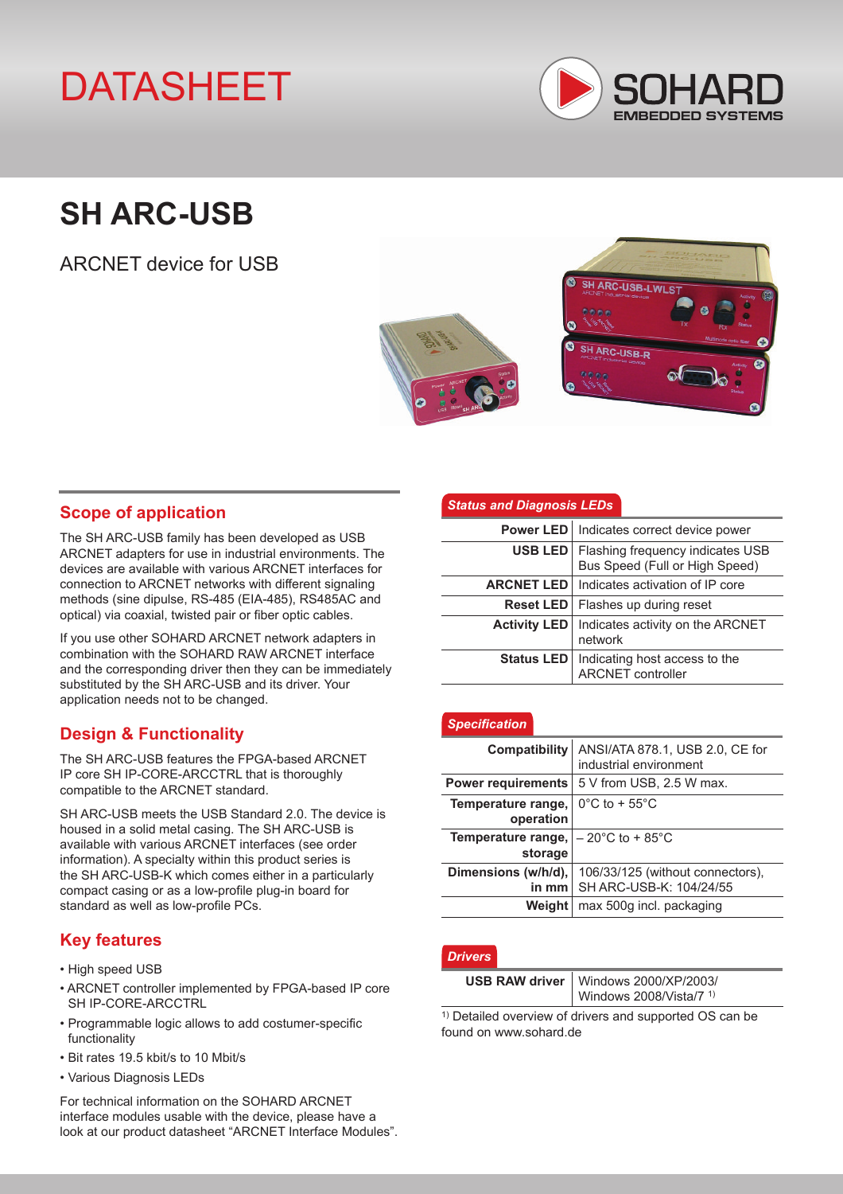# DATASHEET

SOHARD EMBEDDED SYSTEMS

# SH ARC-USB

ARCNET device for USB

## Scope of application

The SH ARC-USB family has been developed as USB ARCNET adapters for use in industrial environments. The devices are available with various ARCNET interfaces for connection to ARCNET networks with different signaling methods (sine dipulse, RS-485 (EIA-485), RS485AC and optical) via coaxial, twisted pair or fiber optic cables.

If you use other SOHARD ARCNET network adapters in combination with the SOHARD RAW ARCNET interface and the corresponding driver then they can be immediately substituted by the SH ARC-USB and its driver. Your application needs not to be changed.

## Design & Functionality

The SH ARC-USB features the FPGA-based ARCNET IP core SH IP-CORE-ARCCTRL that is thoroughly compatible to the ARCNET standard.

SH ARC-USB meets the USB Standard 2.0. The device is housed in a solid metal casing. The SH ARC-USB is available with various ARCNET interfaces (see order information). A specialty within this product series is the SH ARC-USB-K which comes either in a particularly compact casing or as a low-profile plug-in board for standard as well as low-profile PCs.

## Key features

- High speed USB
- ARCNET controller implemented by FPGA-based IP core SH IP-CORE-ARCCTRL
- Programmable logic allows to add costumer-specific functionality
- Bit rates 19.5 kbit/s to 10 Mbit/s
- Various Diagnosis LEDs

For technical information on the SOHARD ARCNET interface modules usable with the device, please have a look at our product datasheet "ARCNET Interface Modules".

## *Status and Diagnosis LEDs*

| | |
|---|---|
| **Power LED** | Indicates correct device power |
| **USB LED** | Flashing frequency indicates USB Bus Speed (Full or High Speed) |
| **ARCNET LED** | Indicates activation of IP core |
| **Reset LED** | Flashes up during reset |
| **Activity LED** | Indicates activity on the ARCNET network |
| **Status LED** | Indicating host access to the ARCNET controller |

## *Specification*

| | |
|---|---|
| **Compatibility** | ANSI/ATA 878.1, USB 2.0, CE for industrial environment |
| **Power requirements** | 5 V from USB, 2.5 W max. |
| **Temperature range, operation** | 0°C to + 55°C |
| **Temperature range, storage** | – 20°C to + 85°C |
| **Dimensions (w/h/d), in mm** | 106/33/125 (without connectors), SH ARC-USB-K: 104/24/55 |
| **Weight** | max 500g incl. packaging |

## *Drivers*

| | |
|---|---|
| **USB RAW driver** | Windows 2000/XP/2003/ Windows 2008/Vista/7 [1] |

[1] Detailed overview of drivers and supported OS can be found on www.sohard.de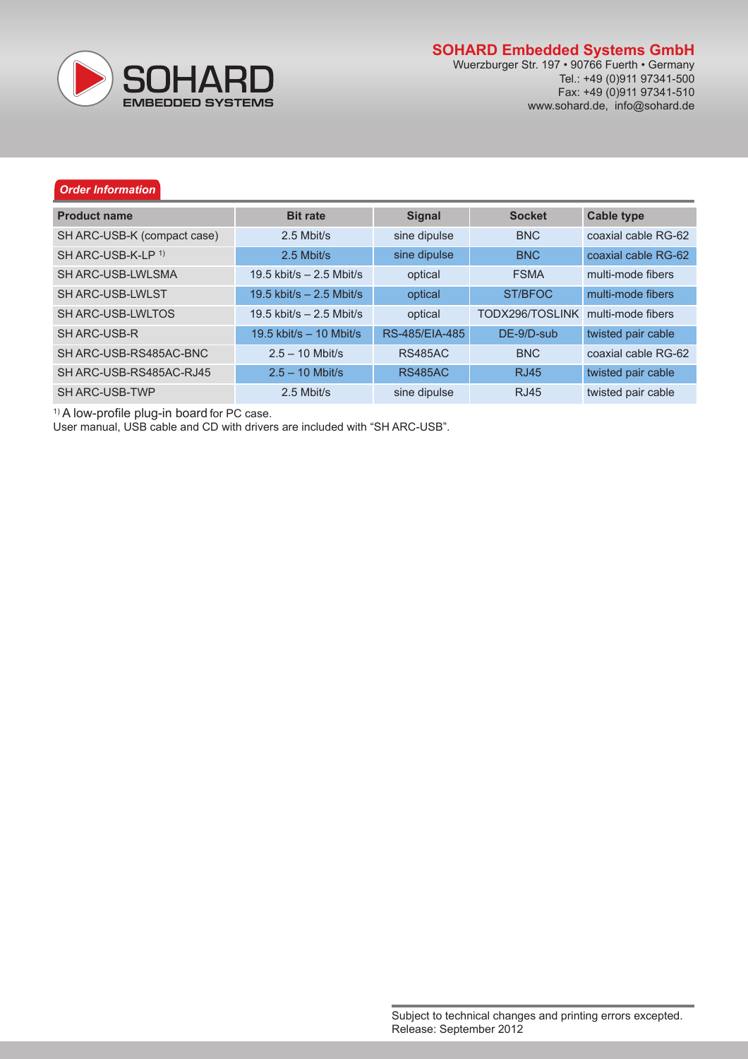## *Order Information*

| Product name | Bit rate | Signal | Socket | Cable type |
|---|---|---|---|---|
| SH ARC-USB-K (compact case) | 2.5 Mbit/s | sine dipulse | BNC | coaxial cable RG-62 |
| SH ARC-USB-K-LP [1] | 2.5 Mbit/s | sine dipulse | BNC | coaxial cable RG-62 |
| SH ARC-USB-LWLSMA | 19.5 kbit/s – 2.5 Mbit/s | optical | FSMA | multi-mode fibers |
| SH ARC-USB-LWLST | 19.5 kbit/s – 2.5 Mbit/s | optical | ST/BFOC | multi-mode fibers |
| SH ARC-USB-LWLTOS | 19.5 kbit/s – 2.5 Mbit/s | optical | TODX296/TOSLINK | multi-mode fibers |
| SH ARC-USB-R | 19.5 kbit/s – 10 Mbit/s | RS-485/EIA-485 | DE-9/D-sub | twisted pair cable |
| SH ARC-USB-RS485AC-BNC | 2.5 – 10 Mbit/s | RS485AC | BNC | coaxial cable RG-62 |
| SH ARC-USB-RS485AC-RJ45 | 2.5 – 10 Mbit/s | RS485AC | RJ45 | twisted pair cable |
| SH ARC-USB-TWP | 2.5 Mbit/s | sine dipulse | RJ45 | twisted pair cable |

[1] A low-profile plug-in board for PC case.

User manual, USB cable and CD with drivers are included with “SH ARC-USB”.

Subject to technical changes and printing errors excepted.
Release: September 2012